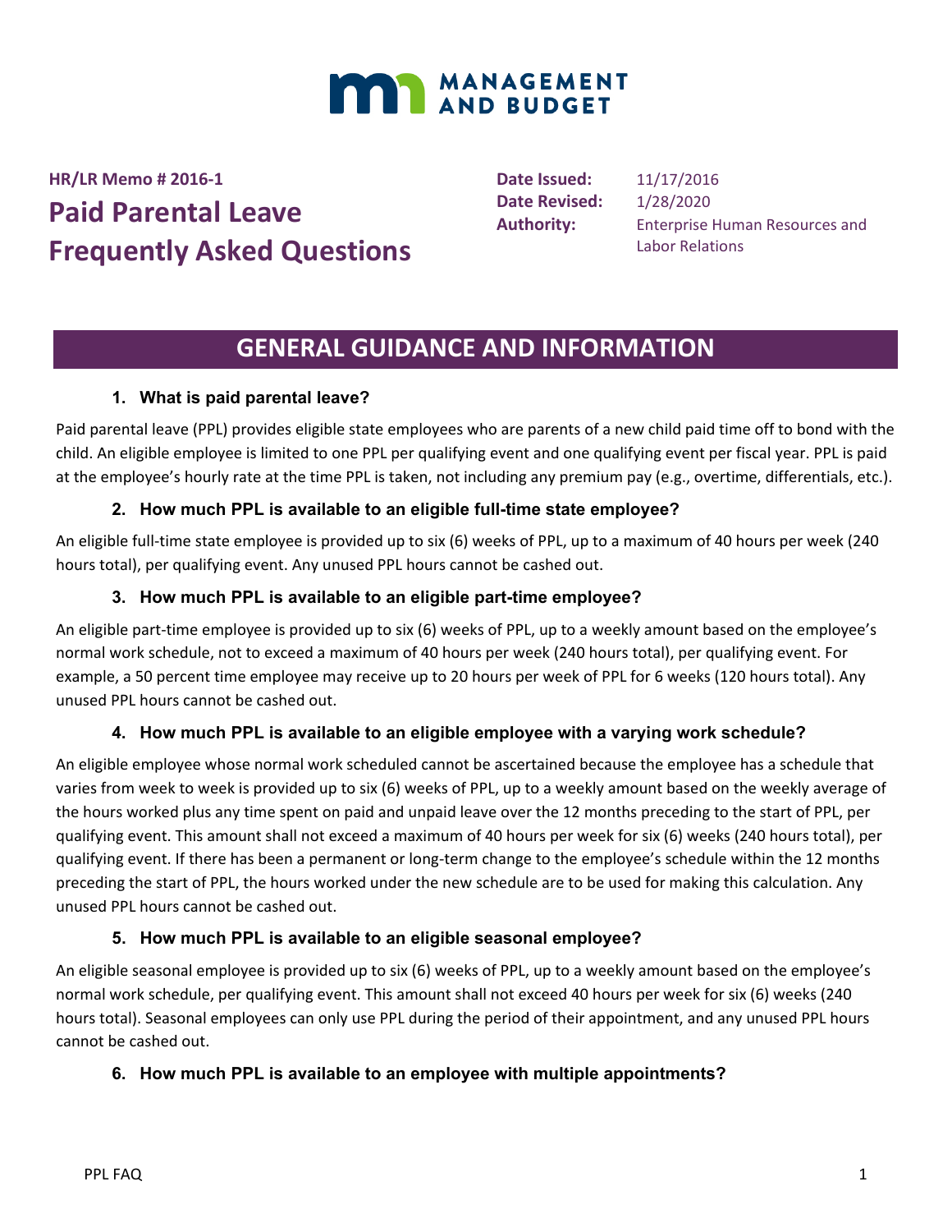MANAGEMENT AND BUDGET

**HR/LR Memo # 2016-1**

# Paid Parental Leave Frequently Asked Questions

**Date Issued:** 11/17/2016
**Date Revised:** 1/28/2020
**Authority:** Enterprise Human Resources and Labor Relations

## GENERAL GUIDANCE AND INFORMATION

### 1. What is paid parental leave?

Paid parental leave (PPL) provides eligible state employees who are parents of a new child paid time off to bond with the child. An eligible employee is limited to one PPL per qualifying event and one qualifying event per fiscal year. PPL is paid at the employee's hourly rate at the time PPL is taken, not including any premium pay (e.g., overtime, differentials, etc.).

### 2. How much PPL is available to an eligible full-time state employee?

An eligible full-time state employee is provided up to six (6) weeks of PPL, up to a maximum of 40 hours per week (240 hours total), per qualifying event. Any unused PPL hours cannot be cashed out.

### 3. How much PPL is available to an eligible part-time employee?

An eligible part-time employee is provided up to six (6) weeks of PPL, up to a weekly amount based on the employee's normal work schedule, not to exceed a maximum of 40 hours per week (240 hours total), per qualifying event. For example, a 50 percent time employee may receive up to 20 hours per week of PPL for 6 weeks (120 hours total). Any unused PPL hours cannot be cashed out.

### 4. How much PPL is available to an eligible employee with a varying work schedule?

An eligible employee whose normal work scheduled cannot be ascertained because the employee has a schedule that varies from week to week is provided up to six (6) weeks of PPL, up to a weekly amount based on the weekly average of the hours worked plus any time spent on paid and unpaid leave over the 12 months preceding to the start of PPL, per qualifying event. This amount shall not exceed a maximum of 40 hours per week for six (6) weeks (240 hours total), per qualifying event. If there has been a permanent or long-term change to the employee's schedule within the 12 months preceding the start of PPL, the hours worked under the new schedule are to be used for making this calculation. Any unused PPL hours cannot be cashed out.

### 5. How much PPL is available to an eligible seasonal employee?

An eligible seasonal employee is provided up to six (6) weeks of PPL, up to a weekly amount based on the employee's normal work schedule, per qualifying event. This amount shall not exceed 40 hours per week for six (6) weeks (240 hours total). Seasonal employees can only use PPL during the period of their appointment, and any unused PPL hours cannot be cashed out.

### 6. How much PPL is available to an employee with multiple appointments?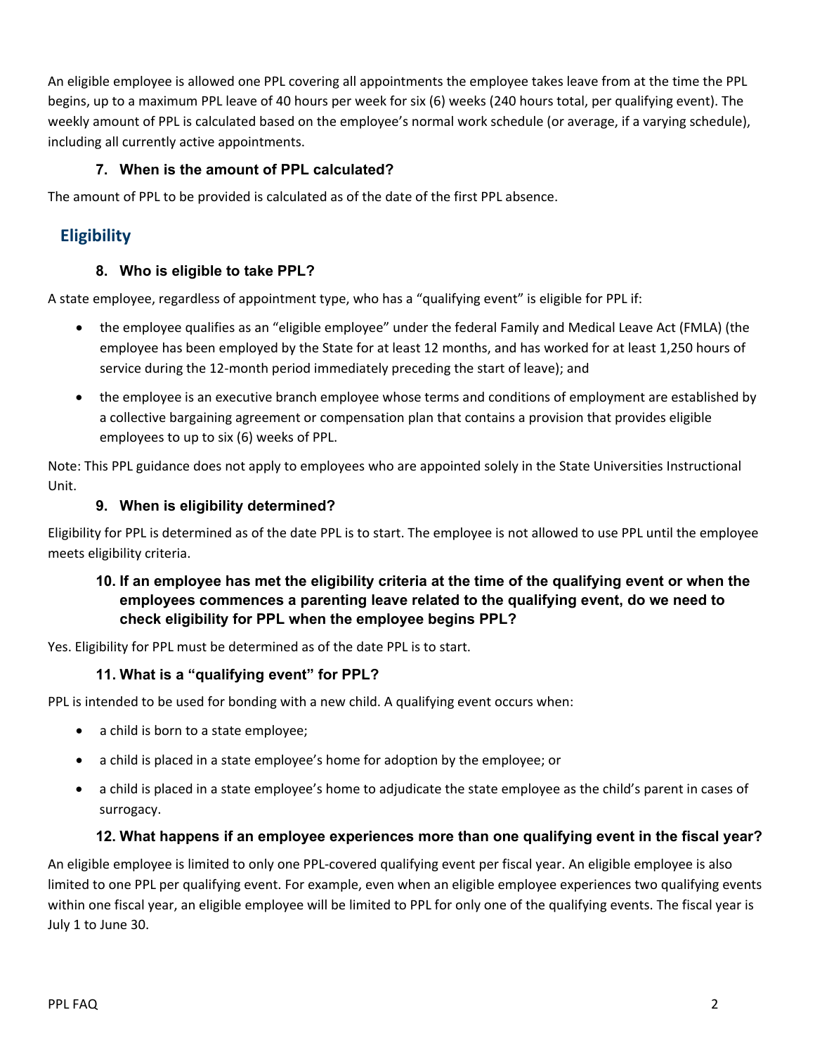An eligible employee is allowed one PPL covering all appointments the employee takes leave from at the time the PPL begins, up to a maximum PPL leave of 40 hours per week for six (6) weeks (240 hours total, per qualifying event). The weekly amount of PPL is calculated based on the employee's normal work schedule (or average, if a varying schedule), including all currently active appointments.

### 7. When is the amount of PPL calculated?

The amount of PPL to be provided is calculated as of the date of the first PPL absence.

## Eligibility

### 8. Who is eligible to take PPL?

A state employee, regardless of appointment type, who has a "qualifying event" is eligible for PPL if:

- the employee qualifies as an "eligible employee" under the federal Family and Medical Leave Act (FMLA) (the employee has been employed by the State for at least 12 months, and has worked for at least 1,250 hours of service during the 12-month period immediately preceding the start of leave); and
- the employee is an executive branch employee whose terms and conditions of employment are established by a collective bargaining agreement or compensation plan that contains a provision that provides eligible employees to up to six (6) weeks of PPL.

Note: This PPL guidance does not apply to employees who are appointed solely in the State Universities Instructional Unit.

### 9. When is eligibility determined?

Eligibility for PPL is determined as of the date PPL is to start. The employee is not allowed to use PPL until the employee meets eligibility criteria.

### 10. If an employee has met the eligibility criteria at the time of the qualifying event or when the employees commences a parenting leave related to the qualifying event, do we need to check eligibility for PPL when the employee begins PPL?

Yes. Eligibility for PPL must be determined as of the date PPL is to start.

### 11. What is a "qualifying event" for PPL?

PPL is intended to be used for bonding with a new child. A qualifying event occurs when:

- a child is born to a state employee;
- a child is placed in a state employee's home for adoption by the employee; or
- a child is placed in a state employee's home to adjudicate the state employee as the child's parent in cases of surrogacy.

### 12. What happens if an employee experiences more than one qualifying event in the fiscal year?

An eligible employee is limited to only one PPL-covered qualifying event per fiscal year. An eligible employee is also limited to one PPL per qualifying event. For example, even when an eligible employee experiences two qualifying events within one fiscal year, an eligible employee will be limited to PPL for only one of the qualifying events. The fiscal year is July 1 to June 30.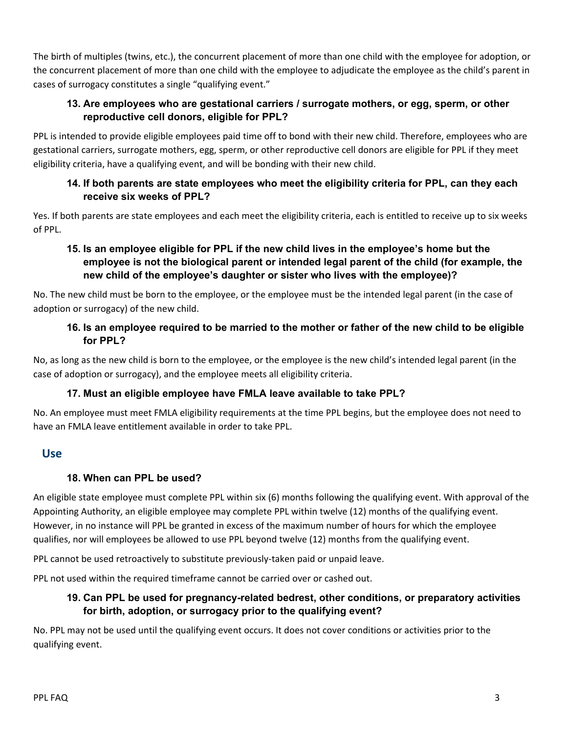The birth of multiples (twins, etc.), the concurrent placement of more than one child with the employee for adoption, or the concurrent placement of more than one child with the employee to adjudicate the employee as the child's parent in cases of surrogacy constitutes a single "qualifying event."

### 13. Are employees who are gestational carriers / surrogate mothers, or egg, sperm, or other reproductive cell donors, eligible for PPL?

PPL is intended to provide eligible employees paid time off to bond with their new child. Therefore, employees who are gestational carriers, surrogate mothers, egg, sperm, or other reproductive cell donors are eligible for PPL if they meet eligibility criteria, have a qualifying event, and will be bonding with their new child.

### 14. If both parents are state employees who meet the eligibility criteria for PPL, can they each receive six weeks of PPL?

Yes. If both parents are state employees and each meet the eligibility criteria, each is entitled to receive up to six weeks of PPL.

### 15. Is an employee eligible for PPL if the new child lives in the employee's home but the employee is not the biological parent or intended legal parent of the child (for example, the new child of the employee's daughter or sister who lives with the employee)?

No. The new child must be born to the employee, or the employee must be the intended legal parent (in the case of adoption or surrogacy) of the new child.

### 16. Is an employee required to be married to the mother or father of the new child to be eligible for PPL?

No, as long as the new child is born to the employee, or the employee is the new child's intended legal parent (in the case of adoption or surrogacy), and the employee meets all eligibility criteria.

### 17. Must an eligible employee have FMLA leave available to take PPL?

No. An employee must meet FMLA eligibility requirements at the time PPL begins, but the employee does not need to have an FMLA leave entitlement available in order to take PPL.

## Use

### 18. When can PPL be used?

An eligible state employee must complete PPL within six (6) months following the qualifying event. With approval of the Appointing Authority, an eligible employee may complete PPL within twelve (12) months of the qualifying event. However, in no instance will PPL be granted in excess of the maximum number of hours for which the employee qualifies, nor will employees be allowed to use PPL beyond twelve (12) months from the qualifying event.

PPL cannot be used retroactively to substitute previously-taken paid or unpaid leave.

PPL not used within the required timeframe cannot be carried over or cashed out.

### 19. Can PPL be used for pregnancy-related bedrest, other conditions, or preparatory activities for birth, adoption, or surrogacy prior to the qualifying event?

No. PPL may not be used until the qualifying event occurs. It does not cover conditions or activities prior to the qualifying event.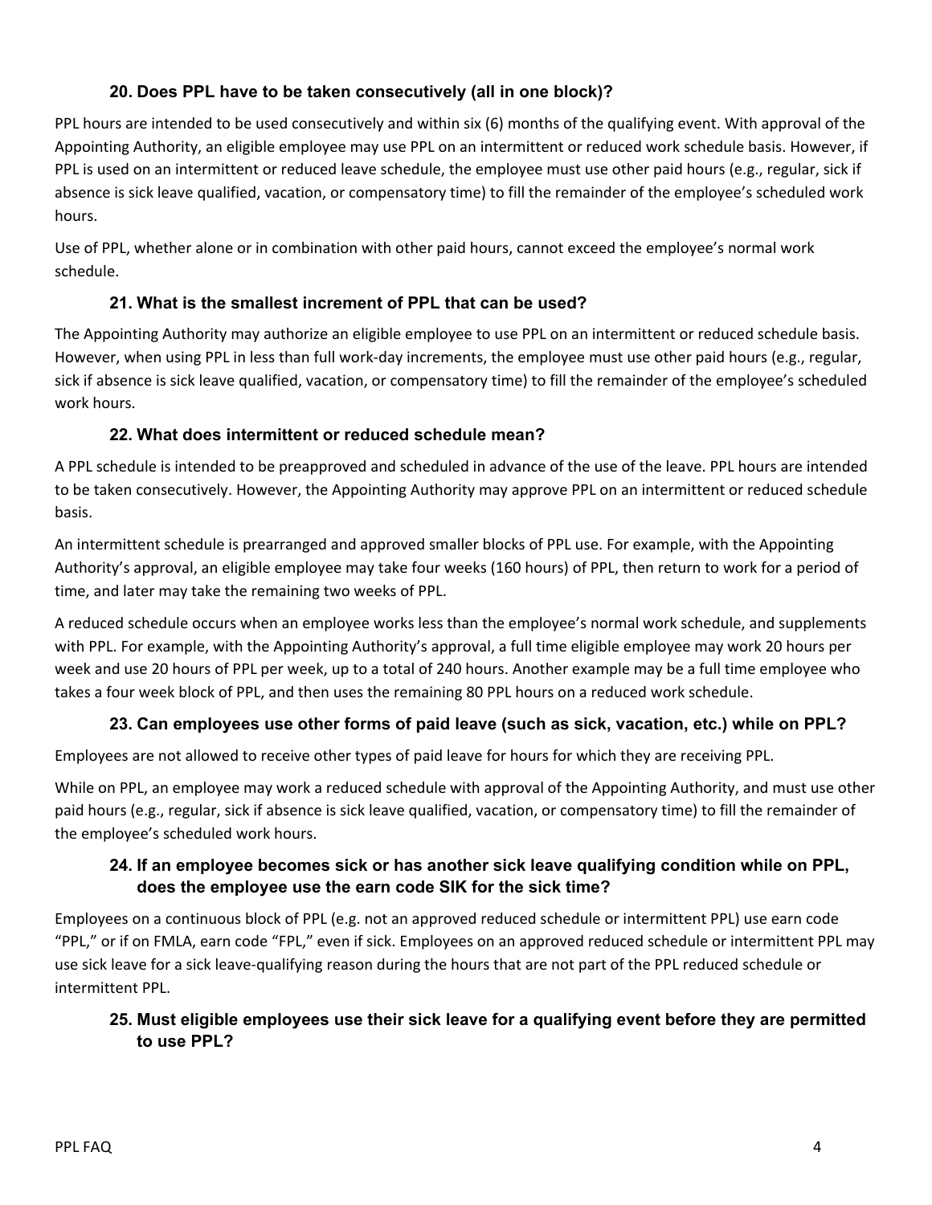### 20. Does PPL have to be taken consecutively (all in one block)?

PPL hours are intended to be used consecutively and within six (6) months of the qualifying event. With approval of the Appointing Authority, an eligible employee may use PPL on an intermittent or reduced work schedule basis. However, if PPL is used on an intermittent or reduced leave schedule, the employee must use other paid hours (e.g., regular, sick if absence is sick leave qualified, vacation, or compensatory time) to fill the remainder of the employee's scheduled work hours.

Use of PPL, whether alone or in combination with other paid hours, cannot exceed the employee's normal work schedule.

### 21. What is the smallest increment of PPL that can be used?

The Appointing Authority may authorize an eligible employee to use PPL on an intermittent or reduced schedule basis. However, when using PPL in less than full work-day increments, the employee must use other paid hours (e.g., regular, sick if absence is sick leave qualified, vacation, or compensatory time) to fill the remainder of the employee's scheduled work hours.

### 22. What does intermittent or reduced schedule mean?

A PPL schedule is intended to be preapproved and scheduled in advance of the use of the leave. PPL hours are intended to be taken consecutively. However, the Appointing Authority may approve PPL on an intermittent or reduced schedule basis.

An intermittent schedule is prearranged and approved smaller blocks of PPL use. For example, with the Appointing Authority's approval, an eligible employee may take four weeks (160 hours) of PPL, then return to work for a period of time, and later may take the remaining two weeks of PPL.

A reduced schedule occurs when an employee works less than the employee's normal work schedule, and supplements with PPL. For example, with the Appointing Authority's approval, a full time eligible employee may work 20 hours per week and use 20 hours of PPL per week, up to a total of 240 hours. Another example may be a full time employee who takes a four week block of PPL, and then uses the remaining 80 PPL hours on a reduced work schedule.

### 23. Can employees use other forms of paid leave (such as sick, vacation, etc.) while on PPL?

Employees are not allowed to receive other types of paid leave for hours for which they are receiving PPL.

While on PPL, an employee may work a reduced schedule with approval of the Appointing Authority, and must use other paid hours (e.g., regular, sick if absence is sick leave qualified, vacation, or compensatory time) to fill the remainder of the employee's scheduled work hours.

### 24. If an employee becomes sick or has another sick leave qualifying condition while on PPL, does the employee use the earn code SIK for the sick time?

Employees on a continuous block of PPL (e.g. not an approved reduced schedule or intermittent PPL) use earn code "PPL," or if on FMLA, earn code "FPL," even if sick. Employees on an approved reduced schedule or intermittent PPL may use sick leave for a sick leave-qualifying reason during the hours that are not part of the PPL reduced schedule or intermittent PPL.

### 25. Must eligible employees use their sick leave for a qualifying event before they are permitted to use PPL?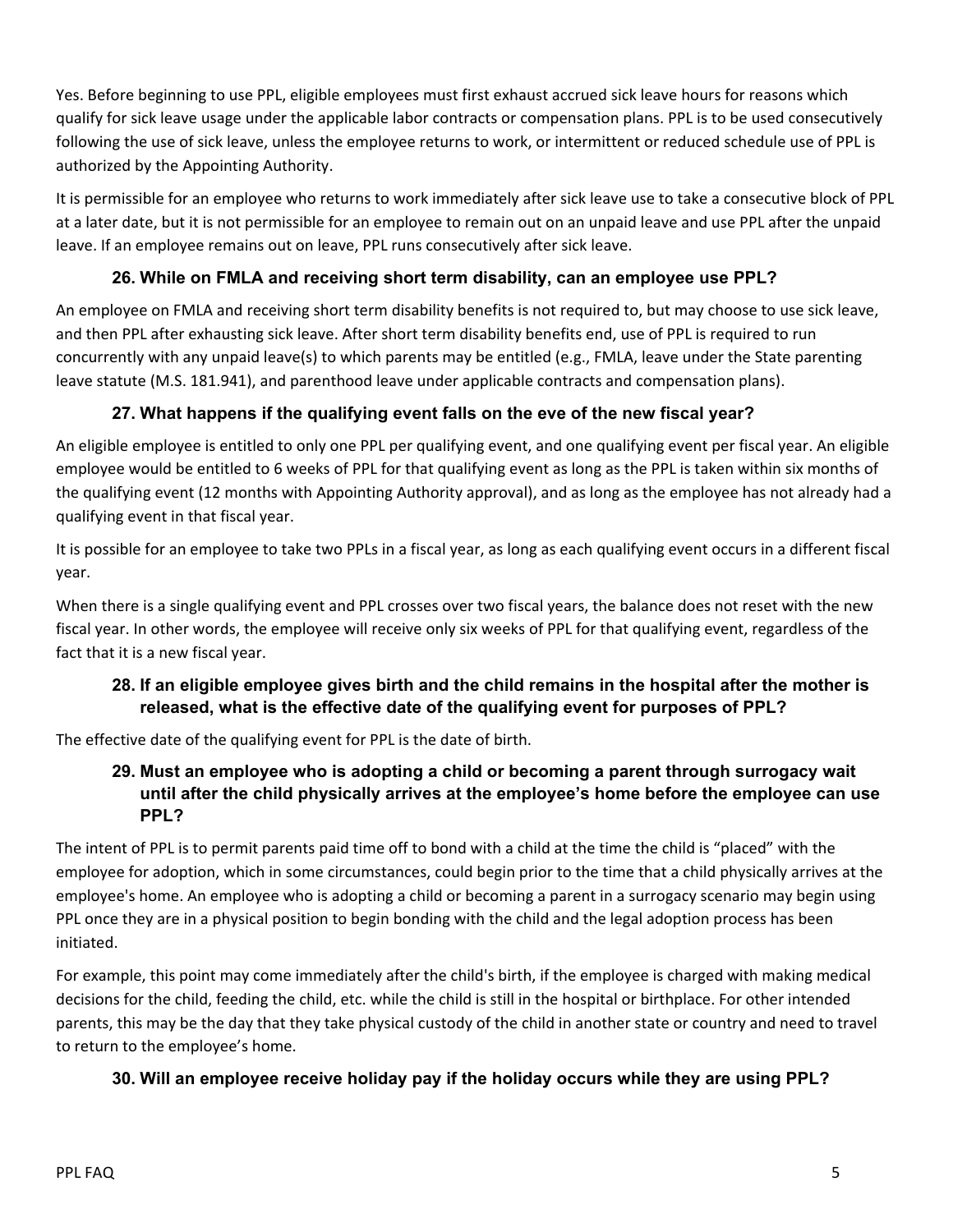Yes. Before beginning to use PPL, eligible employees must first exhaust accrued sick leave hours for reasons which qualify for sick leave usage under the applicable labor contracts or compensation plans. PPL is to be used consecutively following the use of sick leave, unless the employee returns to work, or intermittent or reduced schedule use of PPL is authorized by the Appointing Authority.

It is permissible for an employee who returns to work immediately after sick leave use to take a consecutive block of PPL at a later date, but it is not permissible for an employee to remain out on an unpaid leave and use PPL after the unpaid leave. If an employee remains out on leave, PPL runs consecutively after sick leave.

### 26. While on FMLA and receiving short term disability, can an employee use PPL?

An employee on FMLA and receiving short term disability benefits is not required to, but may choose to use sick leave, and then PPL after exhausting sick leave. After short term disability benefits end, use of PPL is required to run concurrently with any unpaid leave(s) to which parents may be entitled (e.g., FMLA, leave under the State parenting leave statute (M.S. 181.941), and parenthood leave under applicable contracts and compensation plans).

### 27. What happens if the qualifying event falls on the eve of the new fiscal year?

An eligible employee is entitled to only one PPL per qualifying event, and one qualifying event per fiscal year. An eligible employee would be entitled to 6 weeks of PPL for that qualifying event as long as the PPL is taken within six months of the qualifying event (12 months with Appointing Authority approval), and as long as the employee has not already had a qualifying event in that fiscal year.

It is possible for an employee to take two PPLs in a fiscal year, as long as each qualifying event occurs in a different fiscal year.

When there is a single qualifying event and PPL crosses over two fiscal years, the balance does not reset with the new fiscal year. In other words, the employee will receive only six weeks of PPL for that qualifying event, regardless of the fact that it is a new fiscal year.

### 28. If an eligible employee gives birth and the child remains in the hospital after the mother is released, what is the effective date of the qualifying event for purposes of PPL?

The effective date of the qualifying event for PPL is the date of birth.

### 29. Must an employee who is adopting a child or becoming a parent through surrogacy wait until after the child physically arrives at the employee's home before the employee can use PPL?

The intent of PPL is to permit parents paid time off to bond with a child at the time the child is "placed" with the employee for adoption, which in some circumstances, could begin prior to the time that a child physically arrives at the employee's home. An employee who is adopting a child or becoming a parent in a surrogacy scenario may begin using PPL once they are in a physical position to begin bonding with the child and the legal adoption process has been initiated.

For example, this point may come immediately after the child's birth, if the employee is charged with making medical decisions for the child, feeding the child, etc. while the child is still in the hospital or birthplace. For other intended parents, this may be the day that they take physical custody of the child in another state or country and need to travel to return to the employee's home.

### 30. Will an employee receive holiday pay if the holiday occurs while they are using PPL?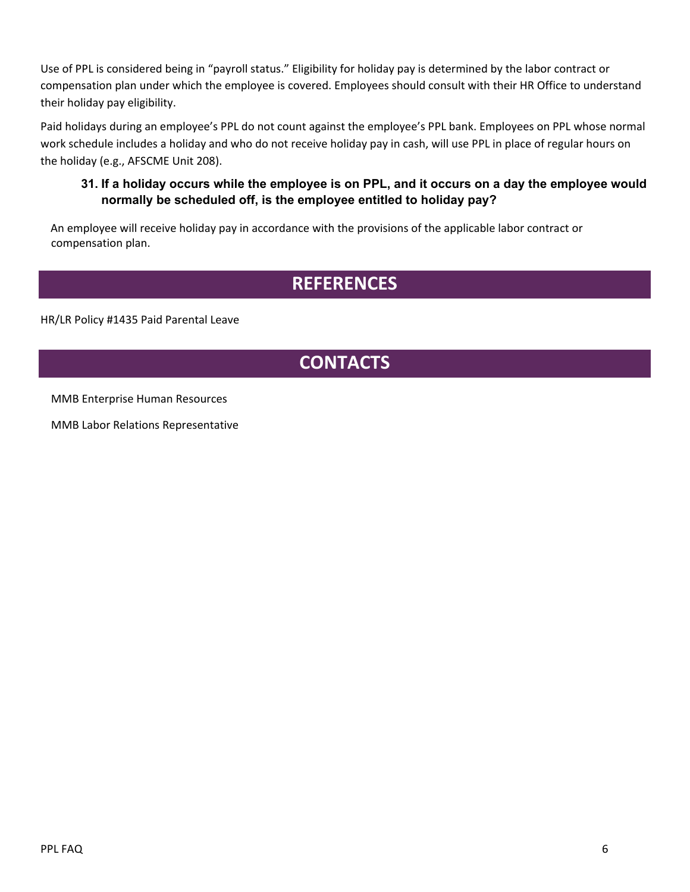Use of PPL is considered being in "payroll status." Eligibility for holiday pay is determined by the labor contract or compensation plan under which the employee is covered. Employees should consult with their HR Office to understand their holiday pay eligibility.

Paid holidays during an employee's PPL do not count against the employee's PPL bank. Employees on PPL whose normal work schedule includes a holiday and who do not receive holiday pay in cash, will use PPL in place of regular hours on the holiday (e.g., AFSCME Unit 208).

### 31. If a holiday occurs while the employee is on PPL, and it occurs on a day the employee would normally be scheduled off, is the employee entitled to holiday pay?

An employee will receive holiday pay in accordance with the provisions of the applicable labor contract or compensation plan.

## REFERENCES

HR/LR Policy #1435 Paid Parental Leave

## CONTACTS

MMB Enterprise Human Resources

MMB Labor Relations Representative